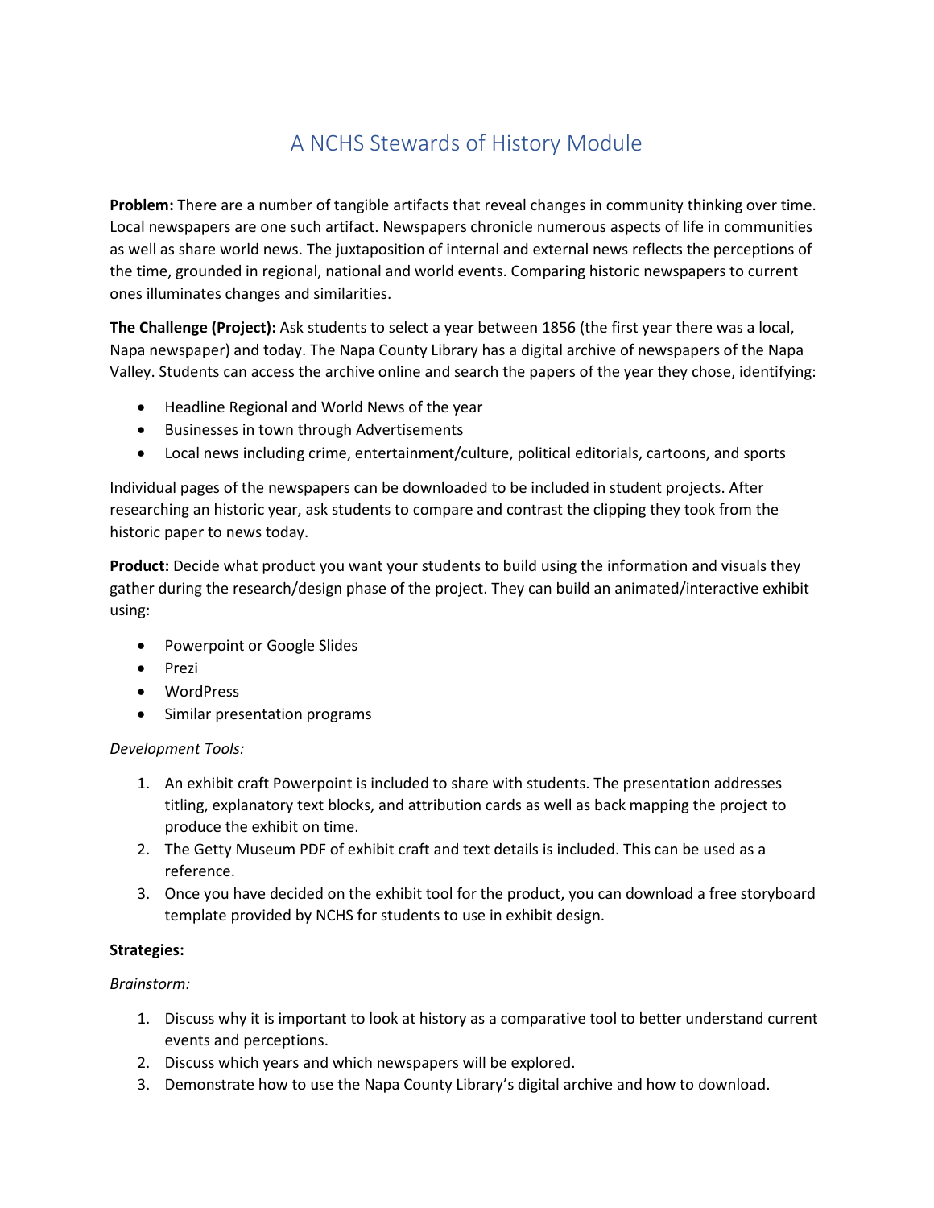# A NCHS Stewards of History Module

**Problem:** There are a number of tangible artifacts that reveal changes in community thinking over time. Local newspapers are one such artifact. Newspapers chronicle numerous aspects of life in communities as well as share world news. The juxtaposition of internal and external news reflects the perceptions of the time, grounded in regional, national and world events. Comparing historic newspapers to current ones illuminates changes and similarities.

**The Challenge (Project):** Ask students to select a year between 1856 (the first year there was a local, Napa newspaper) and today. The Napa County Library has a digital archive of newspapers of the Napa Valley. Students can access the archive online and search the papers of the year they chose, identifying:

- Headline Regional and World News of the year
- Businesses in town through Advertisements
- Local news including crime, entertainment/culture, political editorials, cartoons, and sports

Individual pages of the newspapers can be downloaded to be included in student projects. After researching an historic year, ask students to compare and contrast the clipping they took from the historic paper to news today.

**Product:** Decide what product you want your students to build using the information and visuals they gather during the research/design phase of the project. They can build an animated/interactive exhibit using:

- Powerpoint or Google Slides
- Prezi
- WordPress
- Similar presentation programs

*Development Tools:*

1. An exhibit craft Powerpoint is included to share with students. The presentation addresses titling, explanatory text blocks, and attribution cards as well as back mapping the project to produce the exhibit on time.
2. The Getty Museum PDF of exhibit craft and text details is included. This can be used as a reference.
3. Once you have decided on the exhibit tool for the product, you can download a free storyboard template provided by NCHS for students to use in exhibit design.

**Strategies:**

*Brainstorm:*

1. Discuss why it is important to look at history as a comparative tool to better understand current events and perceptions.
2. Discuss which years and which newspapers will be explored.
3. Demonstrate how to use the Napa County Library's digital archive and how to download.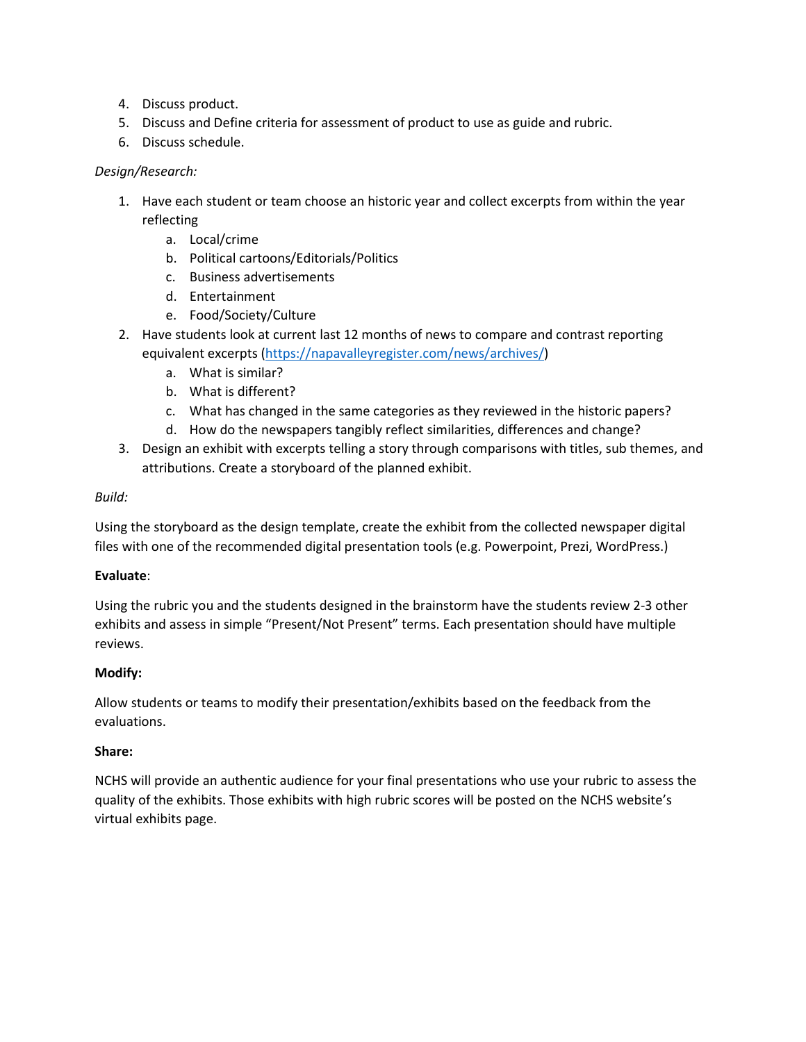4. Discuss product.
5. Discuss and Define criteria for assessment of product to use as guide and rubric.
6. Discuss schedule.

*Design/Research:*

1. Have each student or team choose an historic year and collect excerpts from within the year reflecting
   a. Local/crime
   b. Political cartoons/Editorials/Politics
   c. Business advertisements
   d. Entertainment
   e. Food/Society/Culture
2. Have students look at current last 12 months of news to compare and contrast reporting equivalent excerpts (https://napavalleyregister.com/news/archives/)
   a. What is similar?
   b. What is different?
   c. What has changed in the same categories as they reviewed in the historic papers?
   d. How do the newspapers tangibly reflect similarities, differences and change?
3. Design an exhibit with excerpts telling a story through comparisons with titles, sub themes, and attributions. Create a storyboard of the planned exhibit.

*Build:*

Using the storyboard as the design template, create the exhibit from the collected newspaper digital files with one of the recommended digital presentation tools (e.g. Powerpoint, Prezi, WordPress.)

**Evaluate**:

Using the rubric you and the students designed in the brainstorm have the students review 2-3 other exhibits and assess in simple "Present/Not Present" terms. Each presentation should have multiple reviews.

**Modify:**

Allow students or teams to modify their presentation/exhibits based on the feedback from the evaluations.

**Share:**

NCHS will provide an authentic audience for your final presentations who use your rubric to assess the quality of the exhibits. Those exhibits with high rubric scores will be posted on the NCHS website's virtual exhibits page.